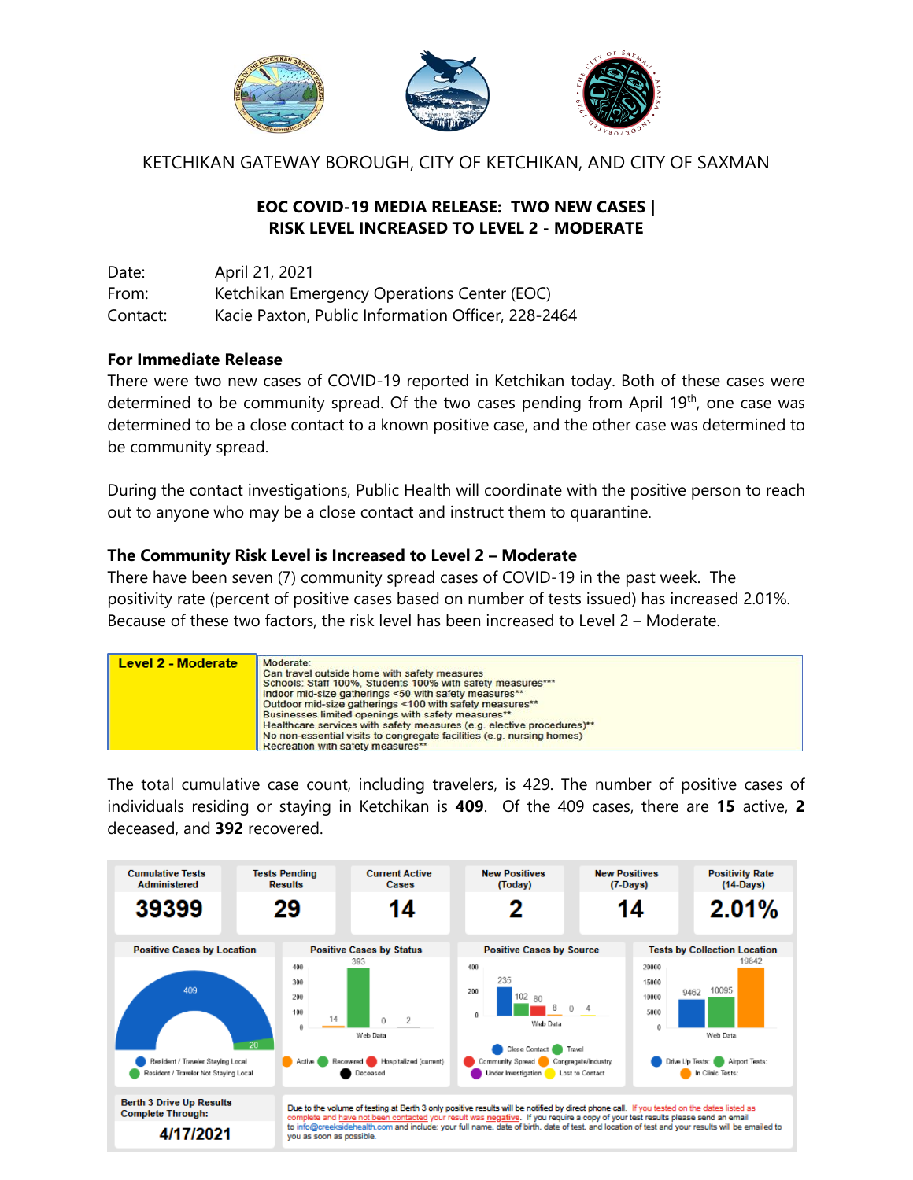KETCHIKAN GATEWAY BOROUGH, CITY OF KETCHIKAN, AND CITY OF SAXMAN

**EOC COVID-19 MEDIA RELEASE: TWO NEW CASES | RISK LEVEL INCREASED TO LEVEL 2 - MODERATE**

Date: April 21, 2021
From: Ketchikan Emergency Operations Center (EOC)
Contact: Kacie Paxton, Public Information Officer, 228-2464

**For Immediate Release**

There were two new cases of COVID-19 reported in Ketchikan today. Both of these cases were determined to be community spread. Of the two cases pending from April 19th, one case was determined to be a close contact to a known positive case, and the other case was determined to be community spread.

During the contact investigations, Public Health will coordinate with the positive person to reach out to anyone who may be a close contact and instruct them to quarantine.

**The Community Risk Level is Increased to Level 2 – Moderate**

There have been seven (7) community spread cases of COVID-19 in the past week. The positivity rate (percent of positive cases based on number of tests issued) has increased 2.01%. Because of these two factors, the risk level has been increased to Level 2 – Moderate.

| Level 2 - Moderate | Moderate:<br>Can travel outside home with safety measures<br>Schools: Staff 100%, Students 100% with safety measures***<br>Indoor mid-size gatherings <50 with safety measures**<br>Outdoor mid-size gatherings <100 with safety measures**<br>Businesses limited openings with safety measures**<br>Healthcare services with safety measures (e.g. elective procedures)**<br>No non-essential visits to congregate facilities (e.g. nursing homes)<br>Recreation with safety measures** |
|---|---|

The total cumulative case count, including travelers, is 429. The number of positive cases of individuals residing or staying in Ketchikan is **409**. Of the 409 cases, there are **15** active, **2** deceased, and **392** recovered.

| Cumulative Tests Administered | Tests Pending Results | Current Active Cases | New Positives (Today) | New Positives (7-Days) | Positivity Rate (14-Days) |
|---|---|---|---|---|---|
| 39399 | 29 | 14 | 2 | 14 | 2.01% |

**Positive Cases by Location:** Resident / Traveler Staying Local: 409; Resident / Traveler Not Staying Local: 20

**Positive Cases by Status:** Active: 14; Recovered: 393; Hospitalized (current): 0; Deceased: 2

**Positive Cases by Source:** Close Contact: 235; Travel: 102; Community Spread: 80; Congregate/Industry: 8; Under Investigation: 0; Lost to Contact: 4

**Tests by Collection Location:** Drive Up Tests: 9462; Airport Tests: 10095; In Clinic Tests: 19842

**Berth 3 Drive Up Results Complete Through:** 4/17/2021

Due to the volume of testing at Berth 3 only positive results will be notified by direct phone call. If you tested on the dates listed as complete and have not been contacted your result was negative. If you require a copy of your test results please send an email to info@creeksidehealth.com and include: your full name, date of birth, date of test, and location of test and your results will be emailed to you as soon as possible.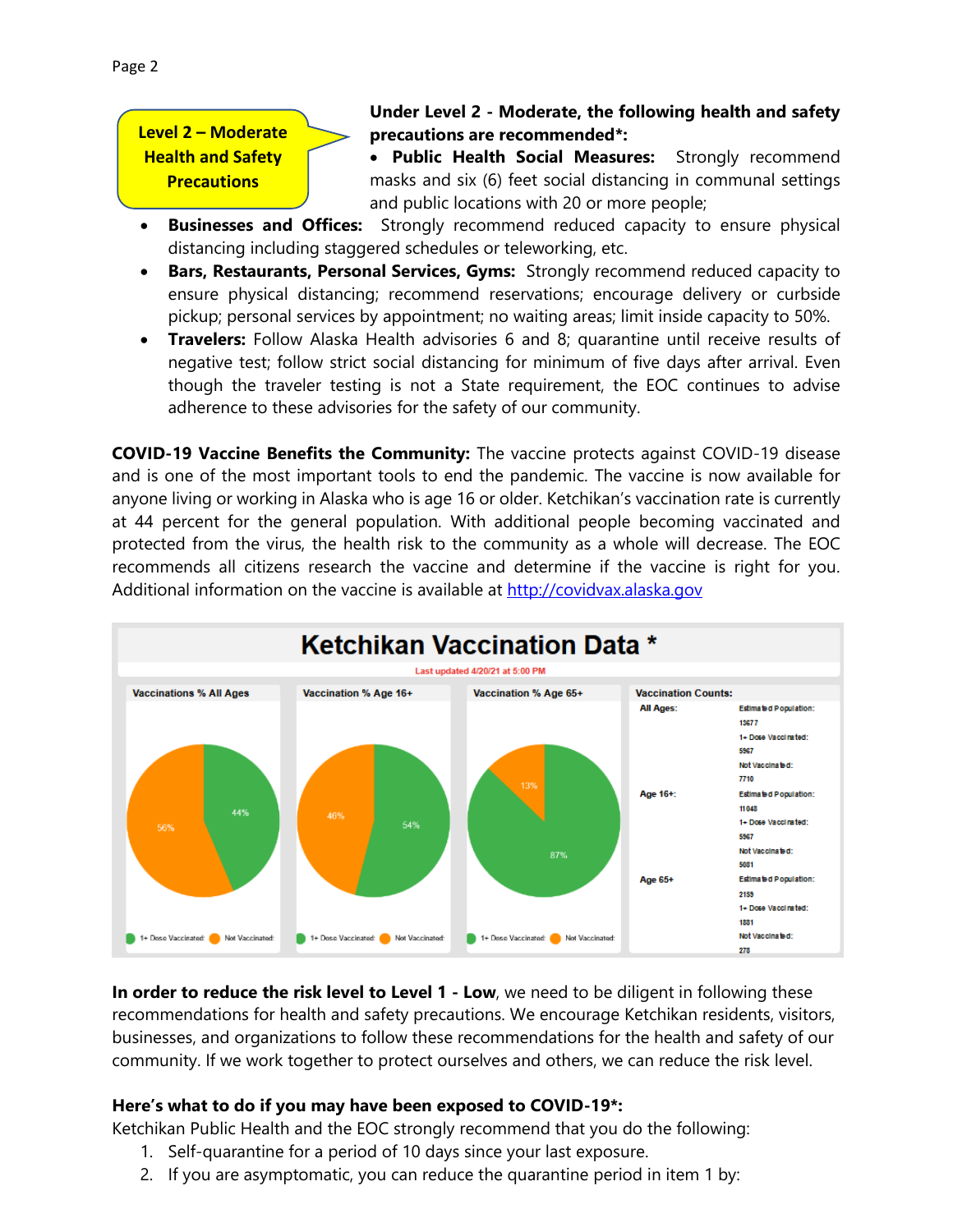**Level 2 – Moderate Health and Safety Precautions**

**Under Level 2 - Moderate, the following health and safety precautions are recommended*:**

- **Public Health Social Measures:** Strongly recommend masks and six (6) feet social distancing in communal settings and public locations with 20 or more people;
- **Businesses and Offices:** Strongly recommend reduced capacity to ensure physical distancing including staggered schedules or teleworking, etc.
- **Bars, Restaurants, Personal Services, Gyms:** Strongly recommend reduced capacity to ensure physical distancing; recommend reservations; encourage delivery or curbside pickup; personal services by appointment; no waiting areas; limit inside capacity to 50%.
- **Travelers:** Follow Alaska Health advisories 6 and 8; quarantine until receive results of negative test; follow strict social distancing for minimum of five days after arrival. Even though the traveler testing is not a State requirement, the EOC continues to advise adherence to these advisories for the safety of our community.

**COVID-19 Vaccine Benefits the Community:** The vaccine protects against COVID-19 disease and is one of the most important tools to end the pandemic. The vaccine is now available for anyone living or working in Alaska who is age 16 or older. Ketchikan's vaccination rate is currently at 44 percent for the general population. With additional people becoming vaccinated and protected from the virus, the health risk to the community as a whole will decrease. The EOC recommends all citizens research the vaccine and determine if the vaccine is right for you. Additional information on the vaccine is available at http://covidvax.alaska.gov

**Ketchikan Vaccination Data ***

Last updated 4/20/21 at 5:00 PM

| | 1+ Dose Vaccinated | Not Vaccinated |
| --- | --- | --- |
| Vaccinations % All Ages | 44% | 56% |
| Vaccination % Age 16+ | 54% | 46% |
| Vaccination % Age 65+ | 87% | 13% |

**Vaccination Counts:**

| | Estimated Population | 1+ Dose Vaccinated | Not Vaccinated |
| --- | --- | --- | --- |
| All Ages | 13677 | 5967 | 7710 |
| Age 16+ | 11048 | 5967 | 5081 |
| Age 65+ | 2159 | 1881 | 278 |

**In order to reduce the risk level to Level 1 - Low**, we need to be diligent in following these recommendations for health and safety precautions. We encourage Ketchikan residents, visitors, businesses, and organizations to follow these recommendations for the health and safety of our community. If we work together to protect ourselves and others, we can reduce the risk level.

**Here's what to do if you may have been exposed to COVID-19*:**

Ketchikan Public Health and the EOC strongly recommend that you do the following:

1. Self-quarantine for a period of 10 days since your last exposure.
2. If you are asymptomatic, you can reduce the quarantine period in item 1 by: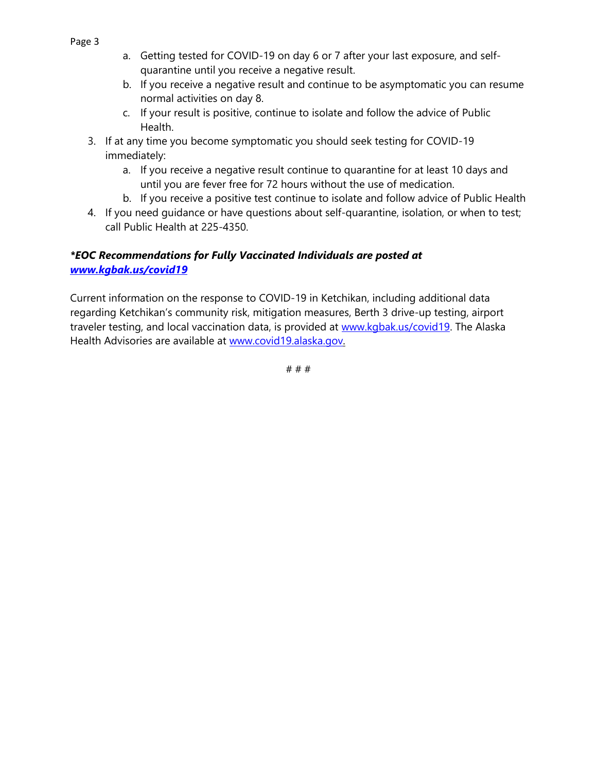a. Getting tested for COVID-19 on day 6 or 7 after your last exposure, and self-quarantine until you receive a negative result.
   b. If you receive a negative result and continue to be asymptomatic you can resume normal activities on day 8.
   c. If your result is positive, continue to isolate and follow the advice of Public Health.
3. If at any time you become symptomatic you should seek testing for COVID-19 immediately:
   a. If you receive a negative result continue to quarantine for at least 10 days and until you are fever free for 72 hours without the use of medication.
   b. If you receive a positive test continue to isolate and follow advice of Public Health
4. If you need guidance or have questions about self-quarantine, isolation, or when to test; call Public Health at 225-4350.

***EOC Recommendations for Fully Vaccinated Individuals are posted at [www.kgbak.us/covid19](www.kgbak.us/covid19)***

Current information on the response to COVID-19 in Ketchikan, including additional data regarding Ketchikan's community risk, mitigation measures, Berth 3 drive-up testing, airport traveler testing, and local vaccination data, is provided at [www.kgbak.us/covid19](www.kgbak.us/covid19). The Alaska Health Advisories are available at [www.covid19.alaska.gov.](www.covid19.alaska.gov)

# # #